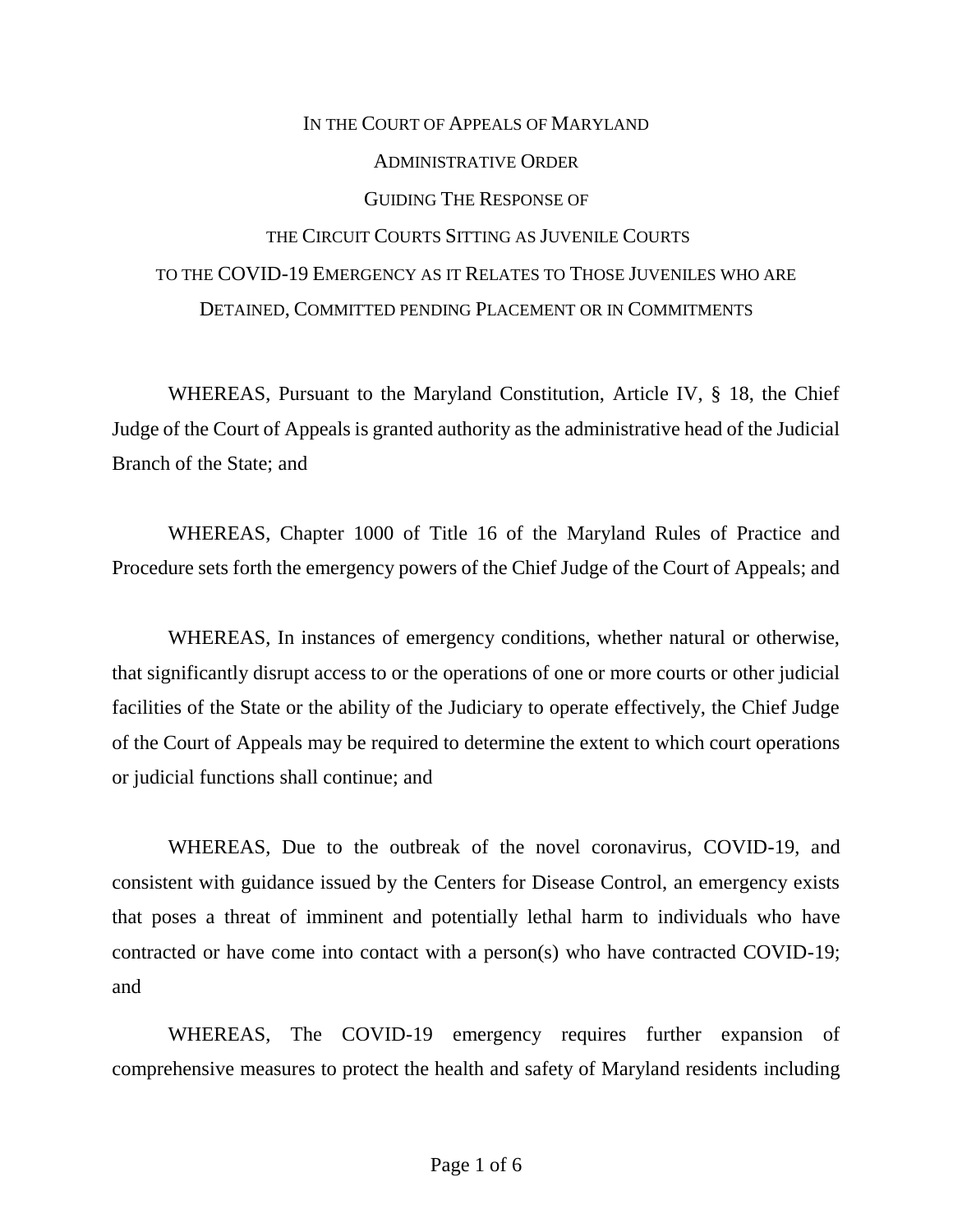# IN THE COURT OF APPEALS OF MARYLAND

## ADMINISTRATIVE ORDER

## GUIDING THE RESPONSE OF THE CIRCUIT COURTS SITTING AS JUVENILE COURTS TO THE COVID-19 EMERGENCY AS IT RELATES TO THOSE JUVENILES WHO ARE DETAINED, COMMITTED PENDING PLACEMENT OR IN COMMITMENTS

WHEREAS, Pursuant to the Maryland Constitution, Article IV, § 18, the Chief Judge of the Court of Appeals is granted authority as the administrative head of the Judicial Branch of the State; and

WHEREAS, Chapter 1000 of Title 16 of the Maryland Rules of Practice and Procedure sets forth the emergency powers of the Chief Judge of the Court of Appeals; and

WHEREAS, In instances of emergency conditions, whether natural or otherwise, that significantly disrupt access to or the operations of one or more courts or other judicial facilities of the State or the ability of the Judiciary to operate effectively, the Chief Judge of the Court of Appeals may be required to determine the extent to which court operations or judicial functions shall continue; and

WHEREAS, Due to the outbreak of the novel coronavirus, COVID-19, and consistent with guidance issued by the Centers for Disease Control, an emergency exists that poses a threat of imminent and potentially lethal harm to individuals who have contracted or have come into contact with a person(s) who have contracted COVID-19; and

WHEREAS, The COVID-19 emergency requires further expansion of comprehensive measures to protect the health and safety of Maryland residents including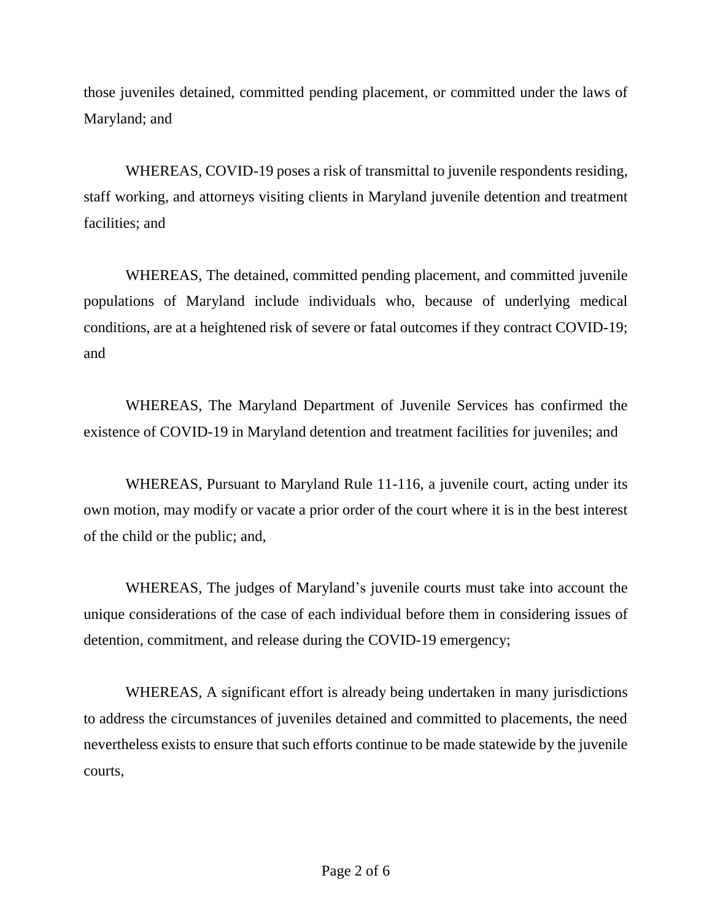those juveniles detained, committed pending placement, or committed under the laws of Maryland; and

WHEREAS, COVID-19 poses a risk of transmittal to juvenile respondents residing, staff working, and attorneys visiting clients in Maryland juvenile detention and treatment facilities; and

WHEREAS, The detained, committed pending placement, and committed juvenile populations of Maryland include individuals who, because of underlying medical conditions, are at a heightened risk of severe or fatal outcomes if they contract COVID-19; and

WHEREAS, The Maryland Department of Juvenile Services has confirmed the existence of COVID-19 in Maryland detention and treatment facilities for juveniles; and

WHEREAS, Pursuant to Maryland Rule 11-116, a juvenile court, acting under its own motion, may modify or vacate a prior order of the court where it is in the best interest of the child or the public; and,

WHEREAS, The judges of Maryland's juvenile courts must take into account the unique considerations of the case of each individual before them in considering issues of detention, commitment, and release during the COVID-19 emergency;

WHEREAS, A significant effort is already being undertaken in many jurisdictions to address the circumstances of juveniles detained and committed to placements, the need nevertheless exists to ensure that such efforts continue to be made statewide by the juvenile courts,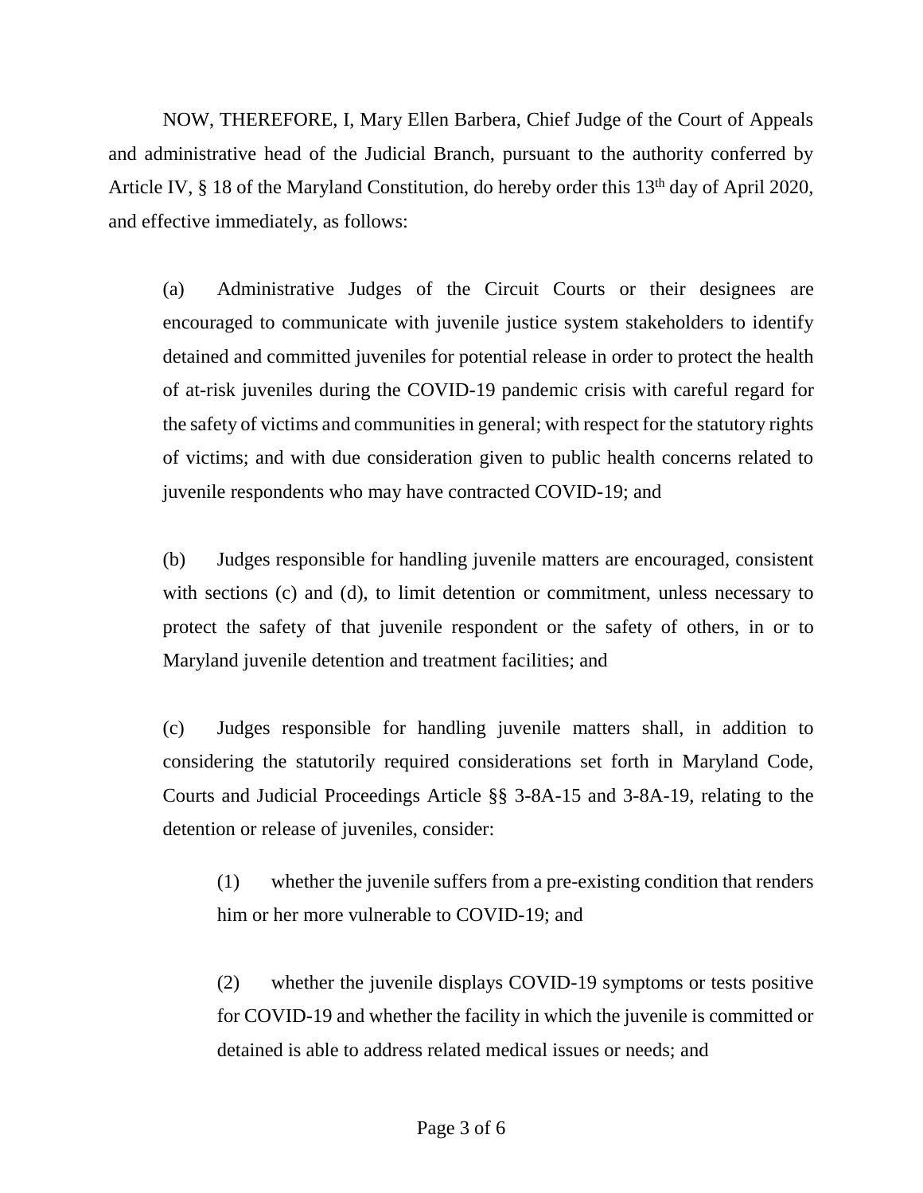NOW, THEREFORE, I, Mary Ellen Barbera, Chief Judge of the Court of Appeals and administrative head of the Judicial Branch, pursuant to the authority conferred by Article IV, § 18 of the Maryland Constitution, do hereby order this 13th day of April 2020, and effective immediately, as follows:

(a) Administrative Judges of the Circuit Courts or their designees are encouraged to communicate with juvenile justice system stakeholders to identify detained and committed juveniles for potential release in order to protect the health of at-risk juveniles during the COVID-19 pandemic crisis with careful regard for the safety of victims and communities in general; with respect for the statutory rights of victims; and with due consideration given to public health concerns related to juvenile respondents who may have contracted COVID-19; and

(b) Judges responsible for handling juvenile matters are encouraged, consistent with sections (c) and (d), to limit detention or commitment, unless necessary to protect the safety of that juvenile respondent or the safety of others, in or to Maryland juvenile detention and treatment facilities; and

(c) Judges responsible for handling juvenile matters shall, in addition to considering the statutorily required considerations set forth in Maryland Code, Courts and Judicial Proceedings Article §§ 3-8A-15 and 3-8A-19, relating to the detention or release of juveniles, consider:

(1) whether the juvenile suffers from a pre-existing condition that renders him or her more vulnerable to COVID-19; and

(2) whether the juvenile displays COVID-19 symptoms or tests positive for COVID-19 and whether the facility in which the juvenile is committed or detained is able to address related medical issues or needs; and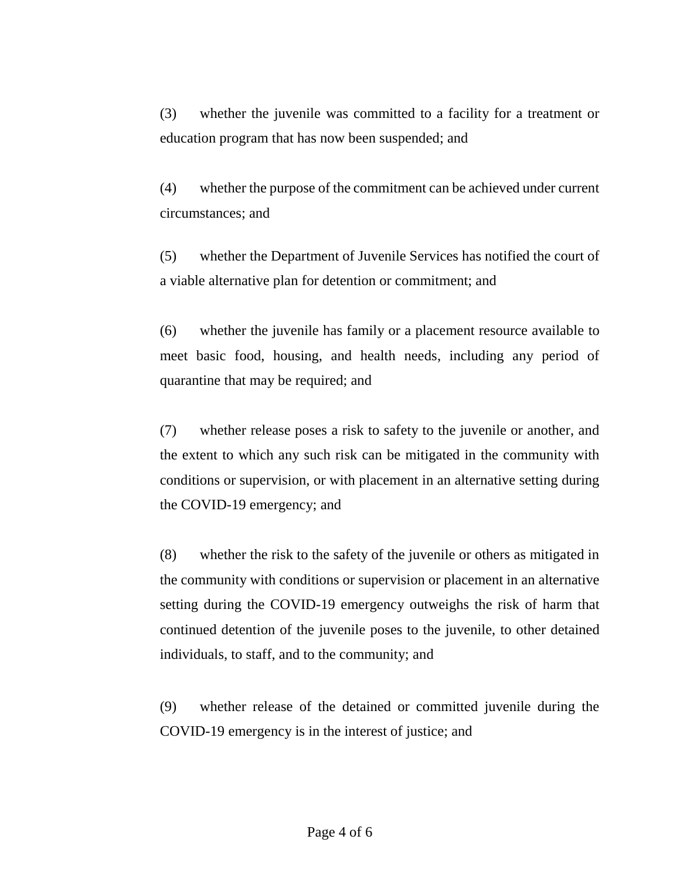(3) whether the juvenile was committed to a facility for a treatment or education program that has now been suspended; and

(4) whether the purpose of the commitment can be achieved under current circumstances; and

(5) whether the Department of Juvenile Services has notified the court of a viable alternative plan for detention or commitment; and

(6) whether the juvenile has family or a placement resource available to meet basic food, housing, and health needs, including any period of quarantine that may be required; and

(7) whether release poses a risk to safety to the juvenile or another, and the extent to which any such risk can be mitigated in the community with conditions or supervision, or with placement in an alternative setting during the COVID-19 emergency; and

(8) whether the risk to the safety of the juvenile or others as mitigated in the community with conditions or supervision or placement in an alternative setting during the COVID-19 emergency outweighs the risk of harm that continued detention of the juvenile poses to the juvenile, to other detained individuals, to staff, and to the community; and

(9) whether release of the detained or committed juvenile during the COVID-19 emergency is in the interest of justice; and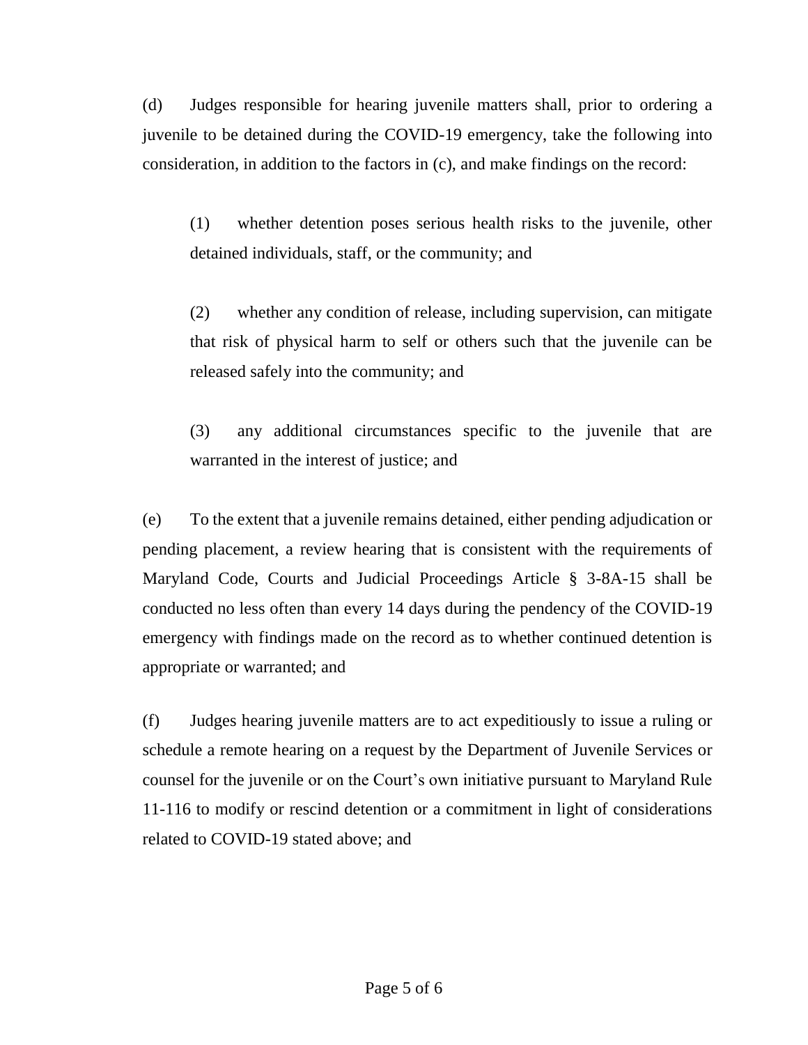(d) Judges responsible for hearing juvenile matters shall, prior to ordering a juvenile to be detained during the COVID-19 emergency, take the following into consideration, in addition to the factors in (c), and make findings on the record:

> (1) whether detention poses serious health risks to the juvenile, other detained individuals, staff, or the community; and
>
> (2) whether any condition of release, including supervision, can mitigate that risk of physical harm to self or others such that the juvenile can be released safely into the community; and
>
> (3) any additional circumstances specific to the juvenile that are warranted in the interest of justice; and

(e) To the extent that a juvenile remains detained, either pending adjudication or pending placement, a review hearing that is consistent with the requirements of Maryland Code, Courts and Judicial Proceedings Article § 3-8A-15 shall be conducted no less often than every 14 days during the pendency of the COVID-19 emergency with findings made on the record as to whether continued detention is appropriate or warranted; and

(f) Judges hearing juvenile matters are to act expeditiously to issue a ruling or schedule a remote hearing on a request by the Department of Juvenile Services or counsel for the juvenile or on the Court's own initiative pursuant to Maryland Rule 11-116 to modify or rescind detention or a commitment in light of considerations related to COVID-19 stated above; and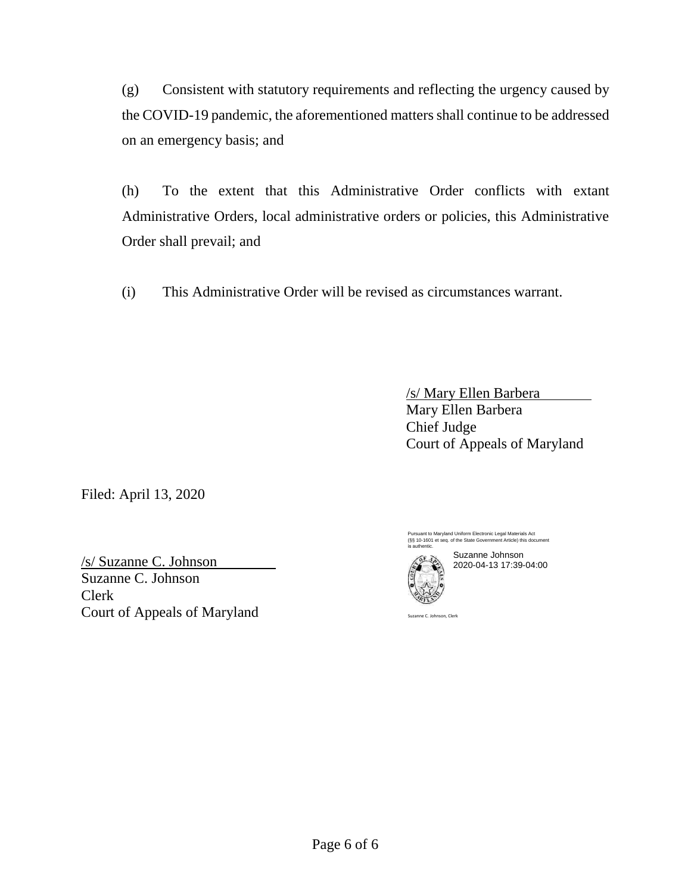(g) Consistent with statutory requirements and reflecting the urgency caused by the COVID-19 pandemic, the aforementioned matters shall continue to be addressed on an emergency basis; and

(h) To the extent that this Administrative Order conflicts with extant Administrative Orders, local administrative orders or policies, this Administrative Order shall prevail; and

(i) This Administrative Order will be revised as circumstances warrant.

/s/ Mary Ellen Barbera
Mary Ellen Barbera
Chief Judge
Court of Appeals of Maryland

Filed: April 13, 2020

/s/ Suzanne C. Johnson
Suzanne C. Johnson
Clerk
Court of Appeals of Maryland

Pursuant to Maryland Uniform Electronic Legal Materials Act (§§ 10-1601 et seq. of the State Government Article) this document is authentic.

Suzanne Johnson
2020-04-13 17:39-04:00

Suzanne C. Johnson, Clerk